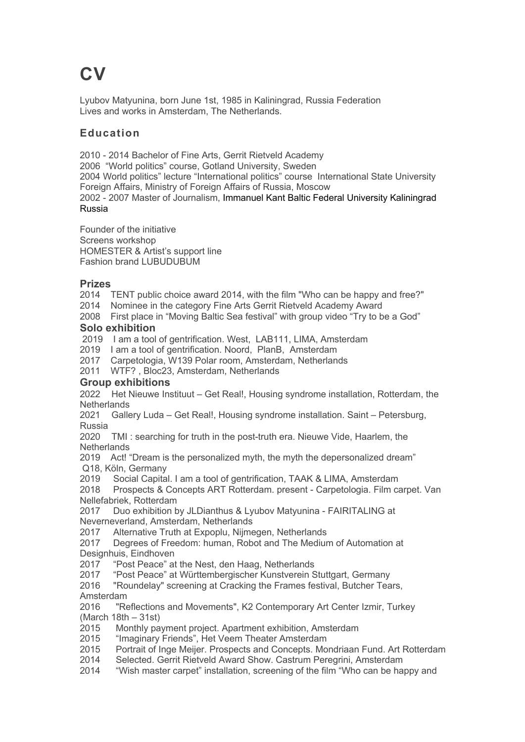# CV

Lyubov Matyunina, born June 1st, 1985 in Kaliningrad, Russia Federation
Lives and works in Amsterdam, The Netherlands.

## Education

2010 - 2014 Bachelor of Fine Arts, Gerrit Rietveld Academy
2006 "World politics" course, Gotland University, Sweden
2004 World politics" lecture "International politics" course International State University Foreign Affairs, Ministry of Foreign Affairs of Russia, Moscow
2002 - 2007 Master of Journalism, Immanuel Kant Baltic Federal University Kaliningrad Russia

Founder of the initiative
Screens workshop
HOMESTER & Artist's support line
Fashion brand LUBUDUBUM

### Prizes

2014 TENT public choice award 2014, with the film "Who can be happy and free?"
2014 Nominee in the category Fine Arts Gerrit Rietveld Academy Award
2008 First place in "Moving Baltic Sea festival" with group video "Try to be a God"

### Solo exhibition

2019 I am a tool of gentrification. West, LAB111, LIMA, Amsterdam
2019 I am a tool of gentrification. Noord, PlanB, Amsterdam
2017 Carpetologia, W139 Polar room, Amsterdam, Netherlands
2011 WTF? , Bloc23, Amsterdam, Netherlands

### Group exhibitions

2022 Het Nieuwe Instituut – Get Real!, Housing syndrome installation, Rotterdam, the Netherlands
2021 Gallery Luda – Get Real!, Housing syndrome installation. Saint – Petersburg, Russia
2020 TMI : searching for truth in the post-truth era. Nieuwe Vide, Haarlem, the Netherlands
2019 Act! "Dream is the personalized myth, the myth the depersonalized dream" Q18, Köln, Germany
2019 Social Capital. I am a tool of gentrification, TAAK & LIMA, Amsterdam
2018 Prospects & Concepts ART Rotterdam. present - Carpetologia. Film carpet. Van Nellefabriek, Rotterdam
2017 Duo exhibition by JLDianthus & Lyubov Matyunina - FAIRITALING at Neverneverland, Amsterdam, Netherlands
2017 Alternative Truth at Expoplu, Nijmegen, Netherlands
2017 Degrees of Freedom: human, Robot and The Medium of Automation at Designhuis, Eindhoven
2017 "Post Peace" at the Nest, den Haag, Netherlands
2017 "Post Peace" at Württembergischer Kunstverein Stuttgart, Germany
2016 "Roundelay" screening at Cracking the Frames festival, Butcher Tears, Amsterdam
2016 "Reflections and Movements", K2 Contemporary Art Center Izmir, Turkey (March 18th – 31st)
2015 Monthly payment project. Apartment exhibition, Amsterdam
2015 "Imaginary Friends", Het Veem Theater Amsterdam
2015 Portrait of Inge Meijer. Prospects and Concepts. Mondriaan Fund. Art Rotterdam
2014 Selected. Gerrit Rietveld Award Show. Castrum Peregrini, Amsterdam
2014 "Wish master carpet" installation, screening of the film "Who can be happy and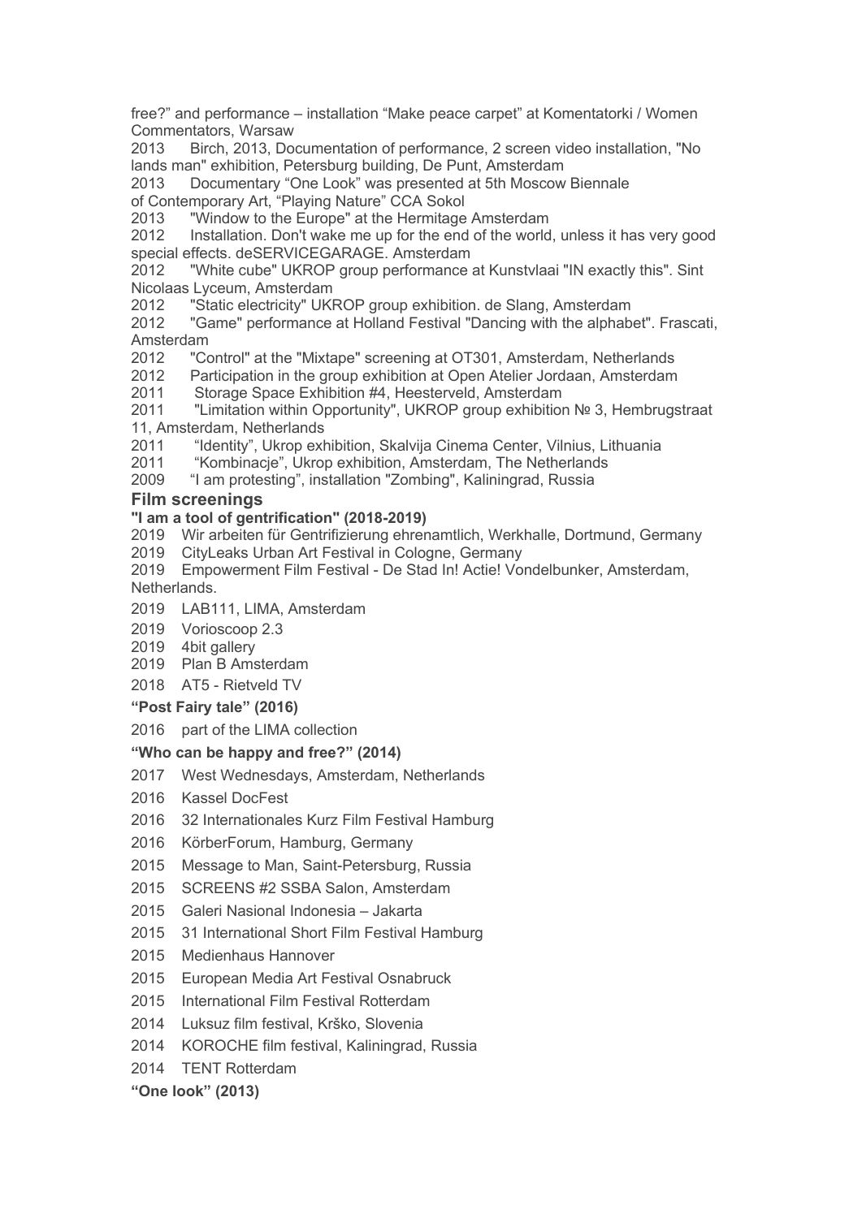free?" and performance – installation "Make peace carpet" at Komentatorki / Women Commentators, Warsaw

2013 Birch, 2013, Documentation of performance, 2 screen video installation, "No lands man" exhibition, Petersburg building, De Punt, Amsterdam

2013 Documentary "One Look" was presented at 5th Moscow Biennale of Contemporary Art, "Playing Nature" CCA Sokol

2013 "Window to the Europe" at the Hermitage Amsterdam

2012 Installation. Don't wake me up for the end of the world, unless it has very good special effects. deSERVICEGARAGE. Amsterdam

2012 "White cube" UKROP group performance at Kunstvlaai "IN exactly this". Sint Nicolaas Lyceum, Amsterdam

2012 "Static electricity" UKROP group exhibition. de Slang, Amsterdam

2012 "Game" performance at Holland Festival "Dancing with the alphabet". Frascati, Amsterdam

2012 "Control" at the "Mixtape" screening at OT301, Amsterdam, Netherlands

2012 Participation in the group exhibition at Open Atelier Jordaan, Amsterdam

2011 Storage Space Exhibition #4, Heesterveld, Amsterdam

2011 "Limitation within Opportunity", UKROP group exhibition № 3, Hembrugstraat 11, Amsterdam, Netherlands

2011 "Identity", Ukrop exhibition, Skalvija Cinema Center, Vilnius, Lithuania

2011 "Kombinacje", Ukrop exhibition, Amsterdam, The Netherlands

2009 "I am protesting", installation "Zombing", Kaliningrad, Russia

## Film screenings

**"I am a tool of gentrification" (2018-2019)**

2019 Wir arbeiten für Gentrifizierung ehrenamtlich, Werkhalle, Dortmund, Germany

2019 CityLeaks Urban Art Festival in Cologne, Germany

2019 Empowerment Film Festival - De Stad In! Actie! Vondelbunker, Amsterdam, Netherlands.

2019 LAB111, LIMA, Amsterdam

2019 Vorioscoop 2.3

2019 4bit gallery

2019 Plan B Amsterdam

2018 AT5 - Rietveld TV

**"Post Fairy tale" (2016)**

2016 part of the LIMA collection

**"Who can be happy and free?" (2014)**

2017 West Wednesdays, Amsterdam, Netherlands

2016 Kassel DocFest

2016 32 Internationales Kurz Film Festival Hamburg

2016 KörberForum, Hamburg, Germany

2015 Message to Man, Saint-Petersburg, Russia

2015 SCREENS #2 SSBA Salon, Amsterdam

2015 Galeri Nasional Indonesia – Jakarta

2015 31 International Short Film Festival Hamburg

2015 Medienhaus Hannover

2015 European Media Art Festival Osnabruck

2015 International Film Festival Rotterdam

2014 Luksuz film festival, Krško, Slovenia

2014 KOROCHE film festival, Kaliningrad, Russia

2014 TENT Rotterdam

**"One look" (2013)**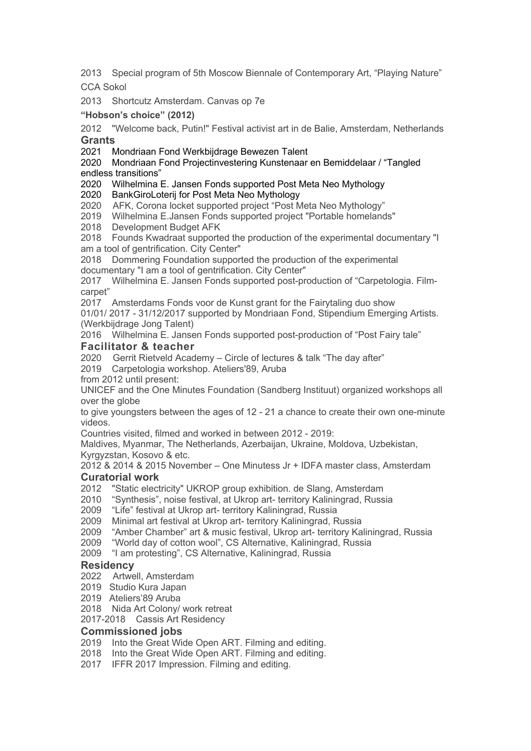2013 Special program of 5th Moscow Biennale of Contemporary Art, "Playing Nature" CCA Sokol

2013 Shortcutz Amsterdam. Canvas op 7e

**"Hobson's choice" (2012)**

2012 "Welcome back, Putin!" Festival activist art in de Balie, Amsterdam, Netherlands

## Grants

2021 Mondriaan Fond Werkbijdrage Bewezen Talent
2020 Mondriaan Fond Projectinvestering Kunstenaar en Bemiddelaar / "Tangled endless transitions"
2020 Wilhelmina E. Jansen Fonds supported Post Meta Neo Mythology
2020 BankGiroLoterij for Post Meta Neo Mythology
2020 AFK, Corona locket supported project "Post Meta Neo Mythology"
2019 Wilhelmina E.Jansen Fonds supported project "Portable homelands"
2018 Development Budget AFK
2018 Founds Kwadraat supported the production of the experimental documentary "I am a tool of gentrification. City Center"
2018 Dommering Foundation supported the production of the experimental documentary "I am a tool of gentrification. City Center"
2017 Wilhelmina E. Jansen Fonds supported post-production of "Carpetologia. Film-carpet"
2017 Amsterdams Fonds voor de Kunst grant for the Fairytaling duo show
01/01/ 2017 - 31/12/2017 supported by Mondriaan Fond, Stipendium Emerging Artists. (Werkbijdrage Jong Talent)
2016 Wilhelmina E. Jansen Fonds supported post-production of "Post Fairy tale"

## Facilitator & teacher

2020 Gerrit Rietveld Academy – Circle of lectures & talk "The day after"
2019 Carpetologia workshop. Ateliers'89, Aruba
from 2012 until present:
UNICEF and the One Minutes Foundation (Sandberg Instituut) organized workshops all over the globe
to give youngsters between the ages of 12 - 21 a chance to create their own one-minute videos.
Countries visited, filmed and worked in between 2012 - 2019:
Maldives, Myanmar, The Netherlands, Azerbaijan, Ukraine, Moldova, Uzbekistan, Kyrgyzstan, Kosovo & etc.
2012 & 2014 & 2015 November – One Minutess Jr + IDFA master class, Amsterdam

## Curatorial work

2012 "Static electricity" UKROP group exhibition. de Slang, Amsterdam
2010 "Synthesis", noise festival, at Ukrop art- territory Kaliningrad, Russia
2009 "Life" festival at Ukrop art- territory Kaliningrad, Russia
2009 Minimal art festival at Ukrop art- territory Kaliningrad, Russia
2009 "Amber Chamber" art & music festival, Ukrop art- territory Kaliningrad, Russia
2009 "World day of cotton wool", CS Alternative, Kaliningrad, Russia
2009 "I am protesting", CS Alternative, Kaliningrad, Russia

## Residency

2022 Artwell, Amsterdam
2019 Studio Kura Japan
2019 Ateliers'89 Aruba
2018 Nida Art Colony/ work retreat
2017-2018 Cassis Art Residency

## Commissioned jobs

2019 Into the Great Wide Open ART. Filming and editing.
2018 Into the Great Wide Open ART. Filming and editing.
2017 IFFR 2017 Impression. Filming and editing.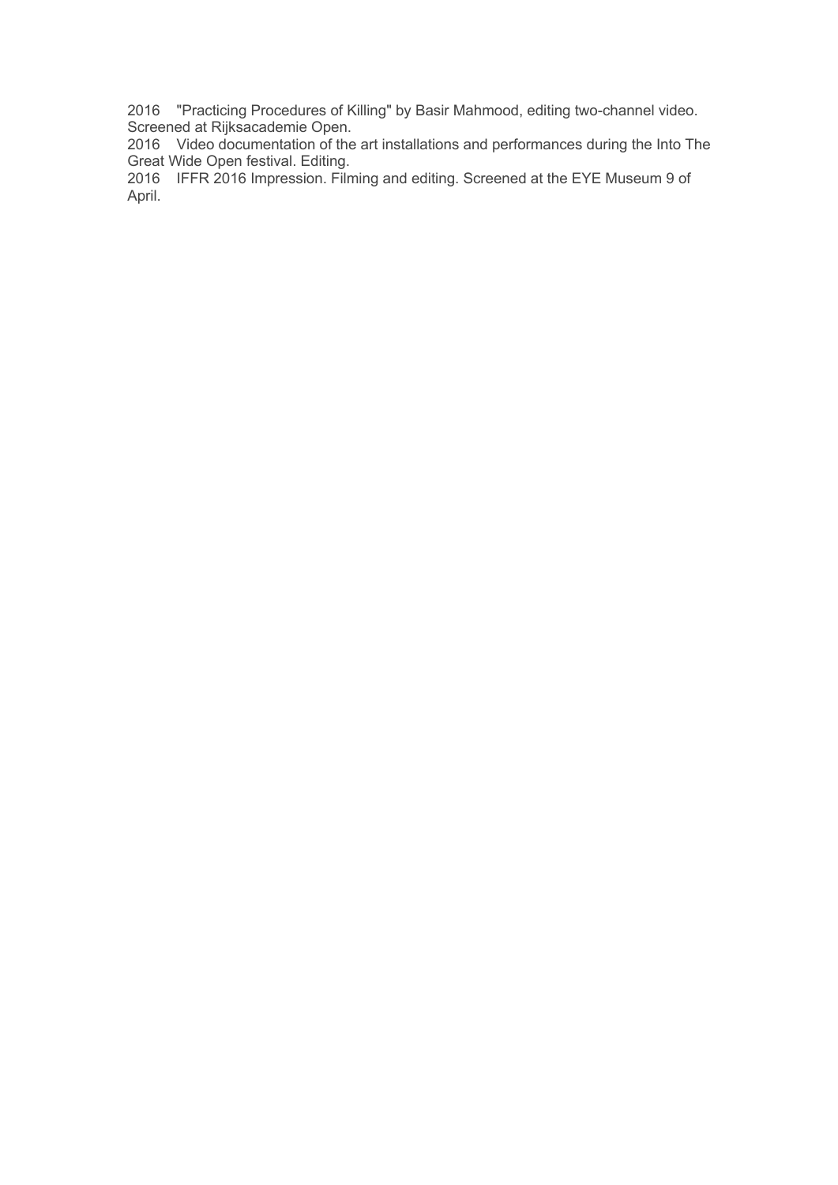2016 "Practicing Procedures of Killing" by Basir Mahmood, editing two-channel video. Screened at Rijksacademie Open.

2016 Video documentation of the art installations and performances during the Into The Great Wide Open festival. Editing.

2016 IFFR 2016 Impression. Filming and editing. Screened at the EYE Museum 9 of April.